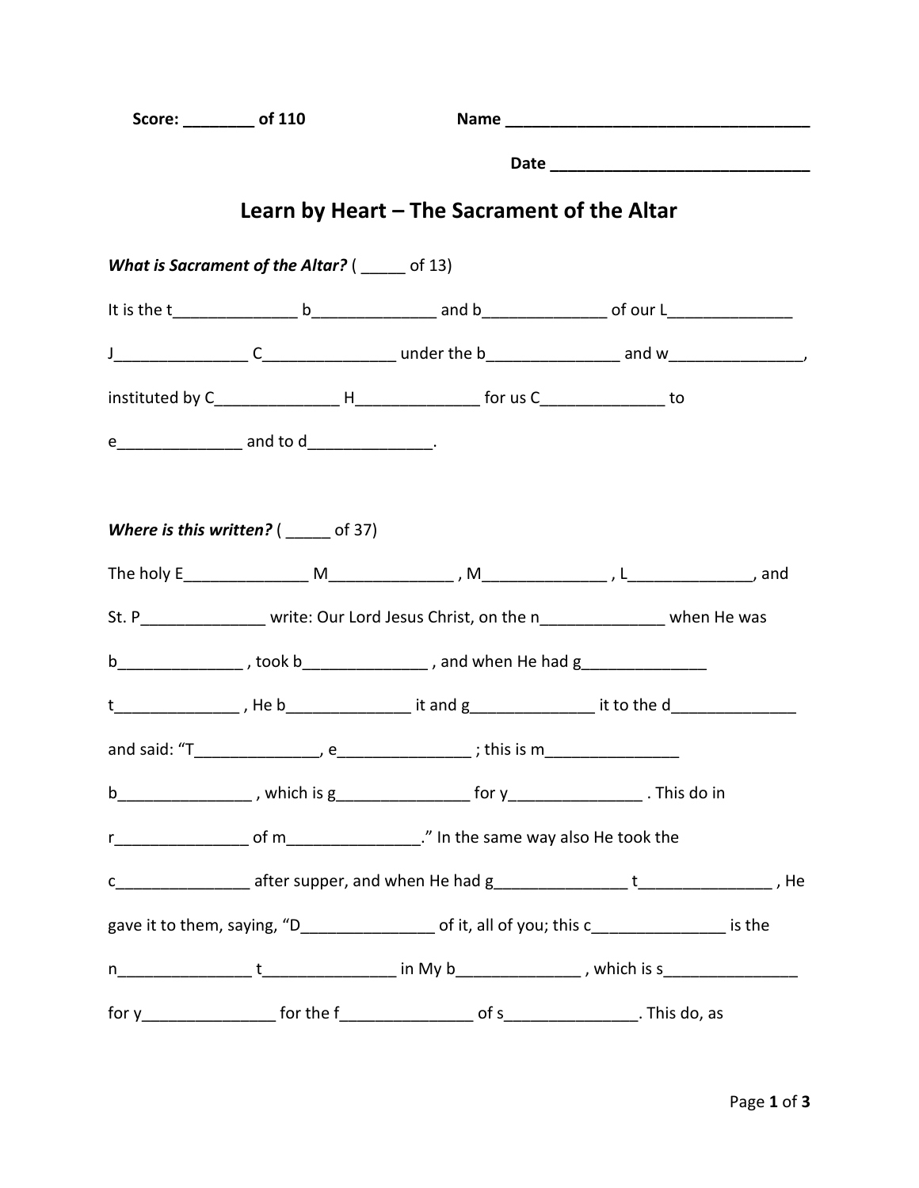Score: ________ of 110 Name ___________________________________

Date _____________________________

# Learn by Heart – The Sacrament of the Altar

***What is Sacrament of the Altar?*** ( _____ of 13)

It is the t______________ b______________ and b______________ of our L______________ J_______________ C_______________ under the b_______________ and w_______________, instituted by C______________ H______________ for us C______________ to e______________ and to d______________.

***Where is this written?*** ( _____ of 37)

The holy E______________ M______________ , M______________ , L______________, and St. P______________ write: Our Lord Jesus Christ, on the n______________ when He was b______________ , took b______________ , and when He had g______________ t______________ , He b______________ it and g______________ it to the d______________ and said: “T______________, e_______________ ; this is m_______________ b_______________ , which is g_______________ for y_______________ . This do in r_______________ of m_______________.” In the same way also He took the c_______________ after supper, and when He had g_______________ t_______________ , He gave it to them, saying, “D_______________ of it, all of you; this c_______________ is the n_______________ t_______________ in My b______________ , which is s_______________ for y_______________ for the f_______________ of s_______________. This do, as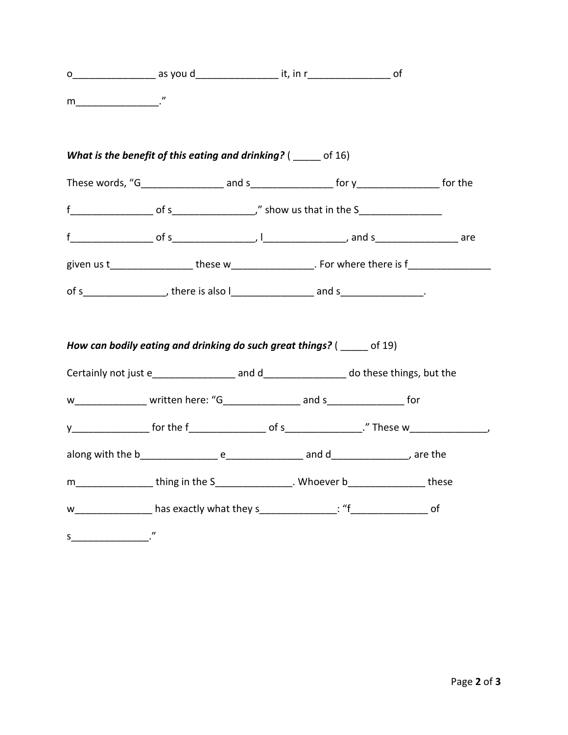o_______________ as you d_______________ it, in r_______________ of m_______________."

***What is the benefit of this eating and drinking?*** ( _____ of 16)

These words, "G_______________ and s_______________ for y_______________ for the f_______________ of s_______________," show us that in the S_______________ f_______________ of s_______________, l_______________, and s_______________ are given us t_______________ these w_______________. For where there is f_______________ of s_______________, there is also l_______________ and s_______________.

***How can bodily eating and drinking do such great things?*** ( _____ of 19)

Certainly not just e_______________ and d_______________ do these things, but the w_____________ written here: "G______________ and s______________ for y______________ for the f______________ of s______________." These w______________, along with the b______________ e______________ and d______________, are the m______________ thing in the S______________. Whoever b______________ these w______________ has exactly what they s______________: "f______________ of s______________."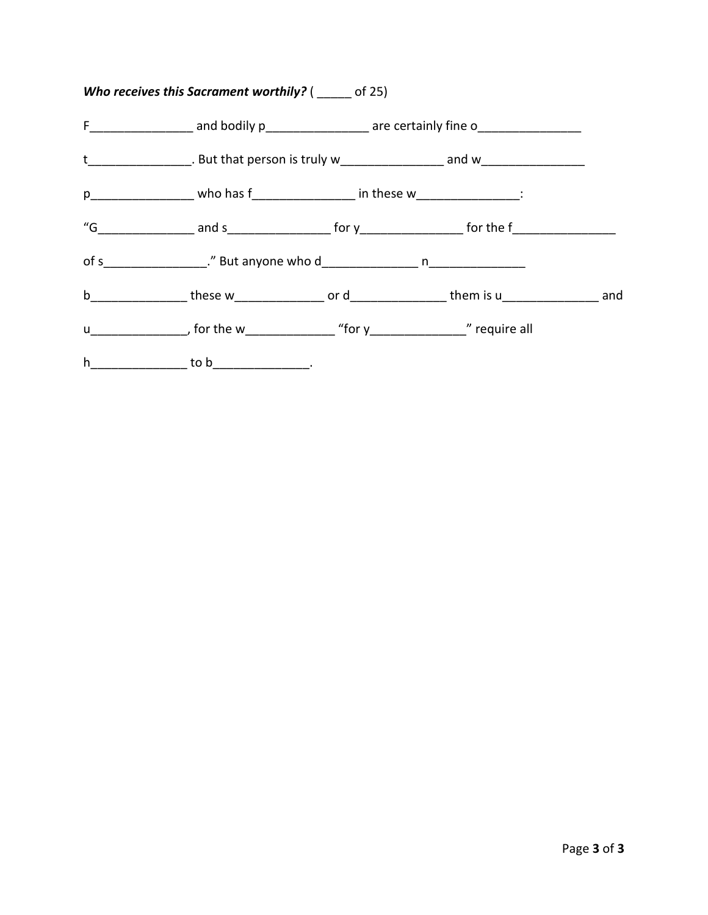***Who receives this Sacrament worthily?*** ( _____ of 25)

F_______________ and bodily p_______________ are certainly fine o_______________ t_______________. But that person is truly w_______________ and w_______________ p_______________ who has f_______________ in these w_______________: "G______________ and s_______________ for y_______________ for the f_______________ of s_______________." But anyone who d______________ n______________ b______________ these w_____________ or d______________ them is u______________ and u______________, for the w_____________ "for y______________" require all h______________ to b______________.